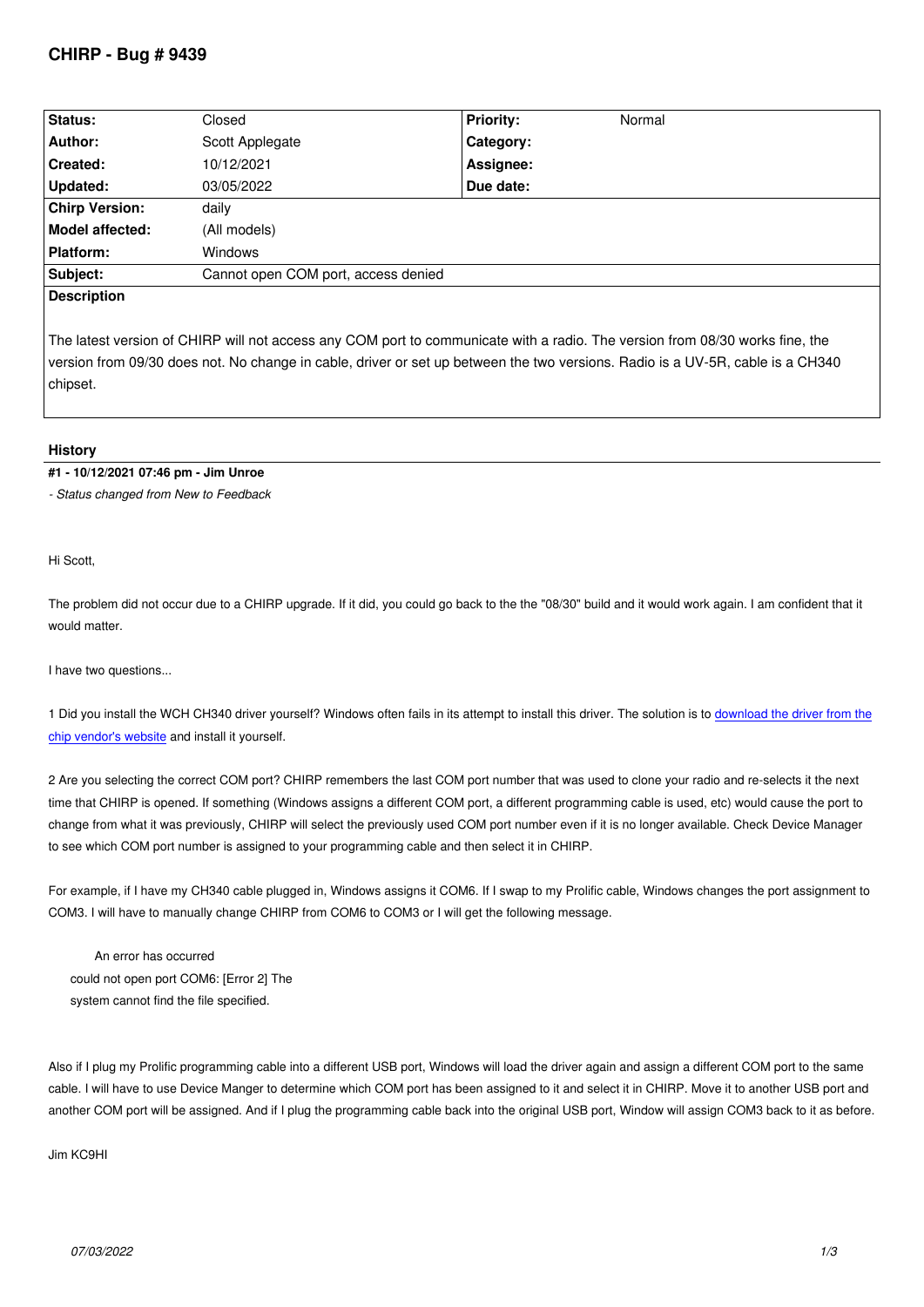# CHIRP - Bug # 9439

| Status: | Closed | Priority: | Normal |
|---|---|---|---|
| Author: | Scott Applegate | Category: | |
| Created: | 10/12/2021 | Assignee: | |
| Updated: | 03/05/2022 | Due date: | |
| Chirp Version: | daily | | |
| Model affected: | (All models) | | |
| Platform: | Windows | | |
| Subject: | Cannot open COM port, access denied | | |

**Description**

The latest version of CHIRP will not access any COM port to communicate with a radio. The version from 08/30 works fine, the version from 09/30 does not. No change in cable, driver or set up between the two versions. Radio is a UV-5R, cable is a CH340 chipset.

## History

**#1 - 10/12/2021 07:46 pm - Jim Unroe**

*- Status changed from New to Feedback*

Hi Scott,

The problem did not occur due to a CHIRP upgrade. If it did, you could go back to the the "08/30" build and it would work again. I am confident that it would matter.

I have two questions...

1 Did you install the WCH CH340 driver yourself? Windows often fails in its attempt to install this driver. The solution is to download the driver from the chip vendor's website and install it yourself.

2 Are you selecting the correct COM port? CHIRP remembers the last COM port number that was used to clone your radio and re-selects it the next time that CHIRP is opened. If something (Windows assigns a different COM port, a different programming cable is used, etc) would cause the port to change from what it was previously, CHIRP will select the previously used COM port number even if it is no longer available. Check Device Manager to see which COM port number is assigned to your programming cable and then select it in CHIRP.

For example, if I have my CH340 cable plugged in, Windows assigns it COM6. If I swap to my Prolific cable, Windows changes the port assignment to COM3. I will have to manually change CHIRP from COM6 to COM3 or I will get the following message.

> An error has occurred
> could not open port COM6: [Error 2] The system cannot find the file specified.

Also if I plug my Prolific programming cable into a different USB port, Windows will load the driver again and assign a different COM port to the same cable. I will have to use Device Manger to determine which COM port has been assigned to it and select it in CHIRP. Move it to another USB port and another COM port will be assigned. And if I plug the programming cable back into the original USB port, Window will assign COM3 back to it as before.

Jim KC9HI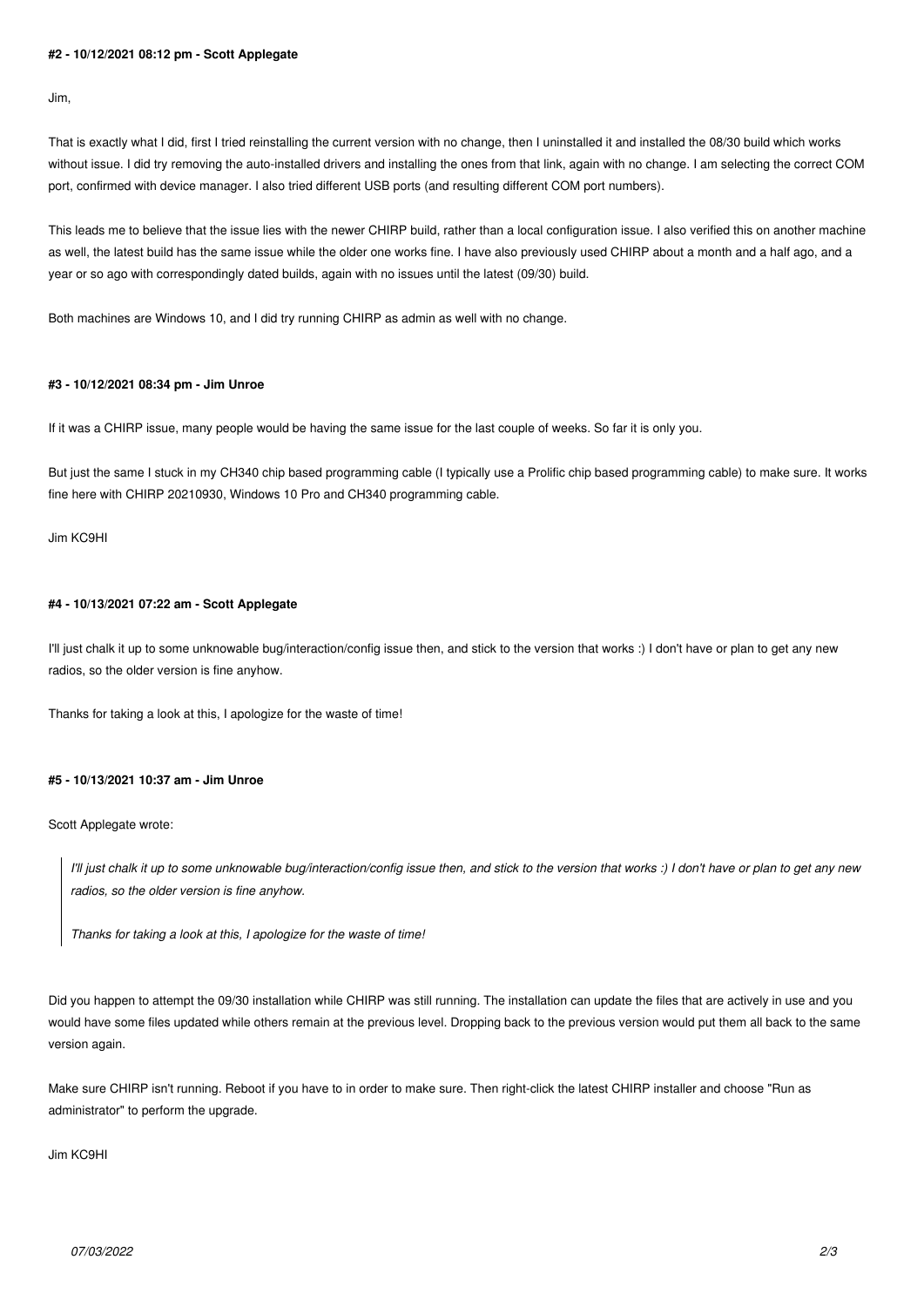#### #2 - 10/12/2021 08:12 pm - Scott Applegate

Jim,

That is exactly what I did, first I tried reinstalling the current version with no change, then I uninstalled it and installed the 08/30 build which works without issue. I did try removing the auto-installed drivers and installing the ones from that link, again with no change. I am selecting the correct COM port, confirmed with device manager. I also tried different USB ports (and resulting different COM port numbers).

This leads me to believe that the issue lies with the newer CHIRP build, rather than a local configuration issue. I also verified this on another machine as well, the latest build has the same issue while the older one works fine. I have also previously used CHIRP about a month and a half ago, and a year or so ago with correspondingly dated builds, again with no issues until the latest (09/30) build.

Both machines are Windows 10, and I did try running CHIRP as admin as well with no change.

#### #3 - 10/12/2021 08:34 pm - Jim Unroe

If it was a CHIRP issue, many people would be having the same issue for the last couple of weeks. So far it is only you.

But just the same I stuck in my CH340 chip based programming cable (I typically use a Prolific chip based programming cable) to make sure. It works fine here with CHIRP 20210930, Windows 10 Pro and CH340 programming cable.

Jim KC9HI

#### #4 - 10/13/2021 07:22 am - Scott Applegate

I'll just chalk it up to some unknowable bug/interaction/config issue then, and stick to the version that works :) I don't have or plan to get any new radios, so the older version is fine anyhow.

Thanks for taking a look at this, I apologize for the waste of time!

#### #5 - 10/13/2021 10:37 am - Jim Unroe

Scott Applegate wrote:

> *I'll just chalk it up to some unknowable bug/interaction/config issue then, and stick to the version that works :) I don't have or plan to get any new radios, so the older version is fine anyhow.*
>
> *Thanks for taking a look at this, I apologize for the waste of time!*

Did you happen to attempt the 09/30 installation while CHIRP was still running. The installation can update the files that are actively in use and you would have some files updated while others remain at the previous level. Dropping back to the previous version would put them all back to the same version again.

Make sure CHIRP isn't running. Reboot if you have to in order to make sure. Then right-click the latest CHIRP installer and choose "Run as administrator" to perform the upgrade.

Jim KC9HI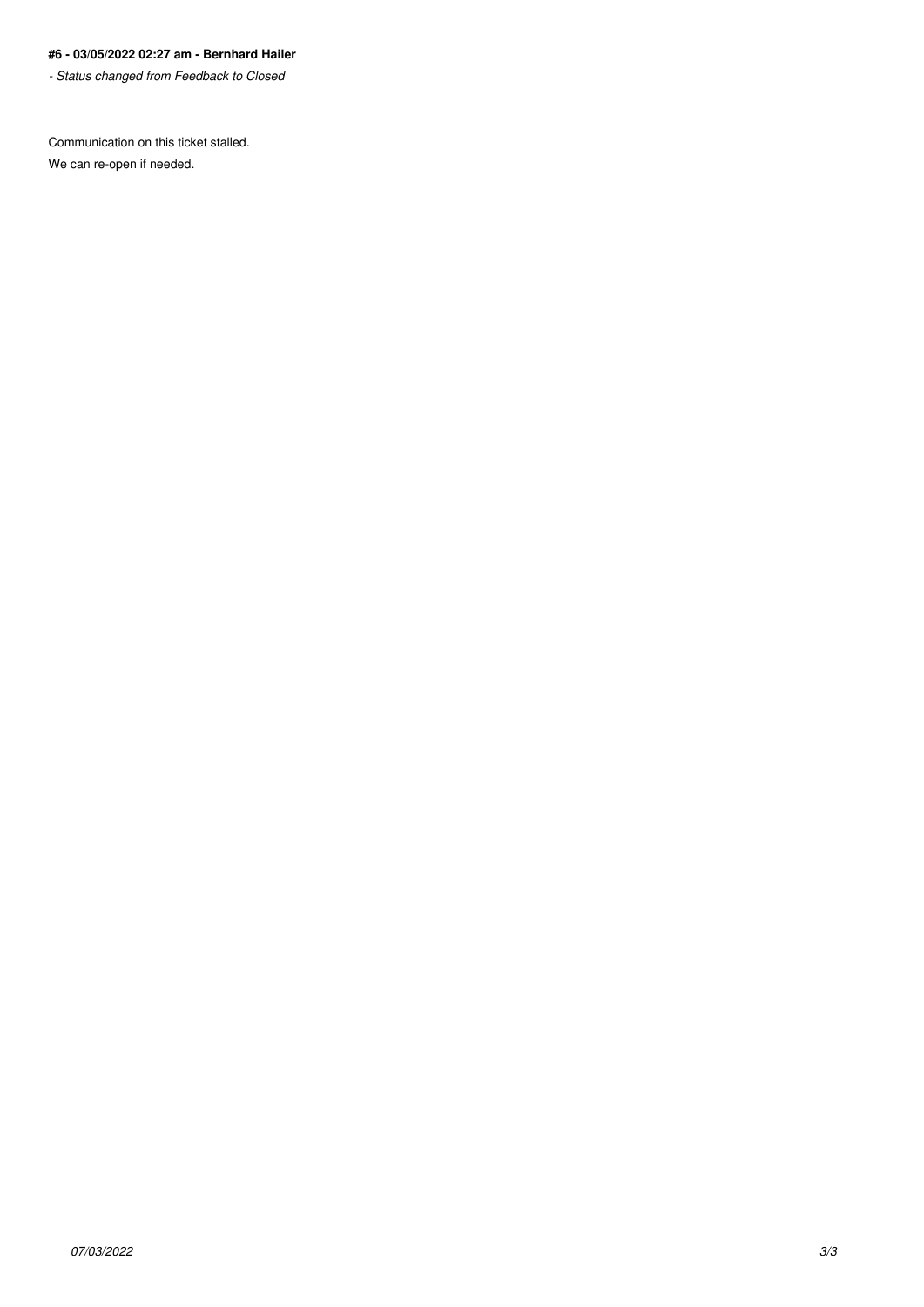**#6 - 03/05/2022 02:27 am - Bernhard Hailer**

*- Status changed from Feedback to Closed*

Communication on this ticket stalled.

We can re-open if needed.